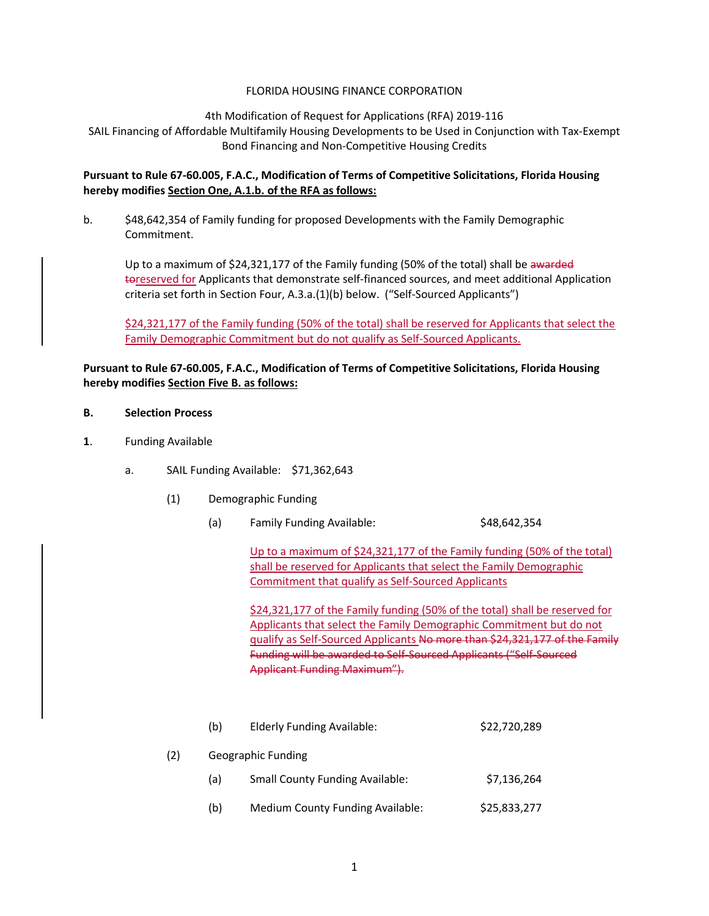FLORIDA HOUSING FINANCE CORPORATION

4th Modification of Request for Applications (RFA) 2019-116
SAIL Financing of Affordable Multifamily Housing Developments to be Used in Conjunction with Tax-Exempt Bond Financing and Non-Competitive Housing Credits

**Pursuant to Rule 67-60.005, F.A.C., Modification of Terms of Competitive Solicitations, Florida Housing hereby modifies Section One, A.1.b. of the RFA as follows:**

b. $48,642,354 of Family funding for proposed Developments with the Family Demographic Commitment.

Up to a maximum of $24,321,177 of the Family funding (50% of the total) shall be ~~awarded to~~reserved for Applicants that demonstrate self-financed sources, and meet additional Application criteria set forth in Section Four, A.3.a.(1)(b) below. ("Self-Sourced Applicants")

$24,321,177 of the Family funding (50% of the total) shall be reserved for Applicants that select the Family Demographic Commitment but do not qualify as Self-Sourced Applicants.

**Pursuant to Rule 67-60.005, F.A.C., Modification of Terms of Competitive Solicitations, Florida Housing hereby modifies Section Five B. as follows:**

**B. Selection Process**

**1.** Funding Available

a. SAIL Funding Available: $71,362,643

(1) Demographic Funding

(a) Family Funding Available: $48,642,354

Up to a maximum of $24,321,177 of the Family funding (50% of the total) shall be reserved for Applicants that select the Family Demographic Commitment that qualify as Self-Sourced Applicants

$24,321,177 of the Family funding (50% of the total) shall be reserved for Applicants that select the Family Demographic Commitment but do not qualify as Self-Sourced Applicants ~~No more than $24,321,177 of the Family Funding will be awarded to Self-Sourced Applicants ("Self-Sourced Applicant Funding Maximum").~~

(b) Elderly Funding Available: $22,720,289

(2) Geographic Funding

(a) Small County Funding Available: $7,136,264

(b) Medium County Funding Available: $25,833,277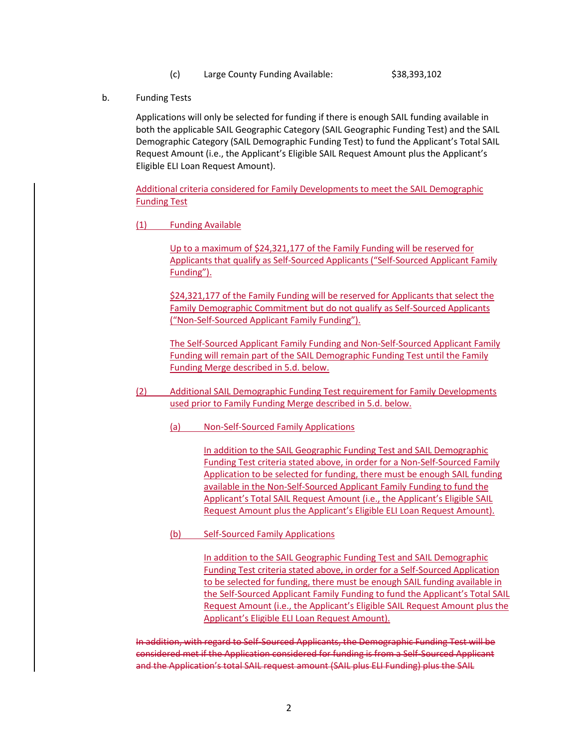(c) Large County Funding Available: $38,393,102

b. Funding Tests

Applications will only be selected for funding if there is enough SAIL funding available in both the applicable SAIL Geographic Category (SAIL Geographic Funding Test) and the SAIL Demographic Category (SAIL Demographic Funding Test) to fund the Applicant's Total SAIL Request Amount (i.e., the Applicant's Eligible SAIL Request Amount plus the Applicant's Eligible ELI Loan Request Amount).

Additional criteria considered for Family Developments to meet the SAIL Demographic Funding Test

(1) Funding Available

Up to a maximum of $24,321,177 of the Family Funding will be reserved for Applicants that qualify as Self-Sourced Applicants ("Self-Sourced Applicant Family Funding").

$24,321,177 of the Family Funding will be reserved for Applicants that select the Family Demographic Commitment but do not qualify as Self-Sourced Applicants ("Non-Self-Sourced Applicant Family Funding").

The Self-Sourced Applicant Family Funding and Non-Self-Sourced Applicant Family Funding will remain part of the SAIL Demographic Funding Test until the Family Funding Merge described in 5.d. below.

(2) Additional SAIL Demographic Funding Test requirement for Family Developments used prior to Family Funding Merge described in 5.d. below.

(a) Non-Self-Sourced Family Applications

In addition to the SAIL Geographic Funding Test and SAIL Demographic Funding Test criteria stated above, in order for a Non-Self-Sourced Family Application to be selected for funding, there must be enough SAIL funding available in the Non-Self-Sourced Applicant Family Funding to fund the Applicant's Total SAIL Request Amount (i.e., the Applicant's Eligible SAIL Request Amount plus the Applicant's Eligible ELI Loan Request Amount).

(b) Self-Sourced Family Applications

In addition to the SAIL Geographic Funding Test and SAIL Demographic Funding Test criteria stated above, in order for a Self-Sourced Application to be selected for funding, there must be enough SAIL funding available in the Self-Sourced Applicant Family Funding to fund the Applicant's Total SAIL Request Amount (i.e., the Applicant's Eligible SAIL Request Amount plus the Applicant's Eligible ELI Loan Request Amount).

~~In addition, with regard to Self-Sourced Applicants, the Demographic Funding Test will be considered met if the Application considered for funding is from a Self-Sourced Applicant and the Application's total SAIL request amount (SAIL plus ELI Funding) plus the SAIL~~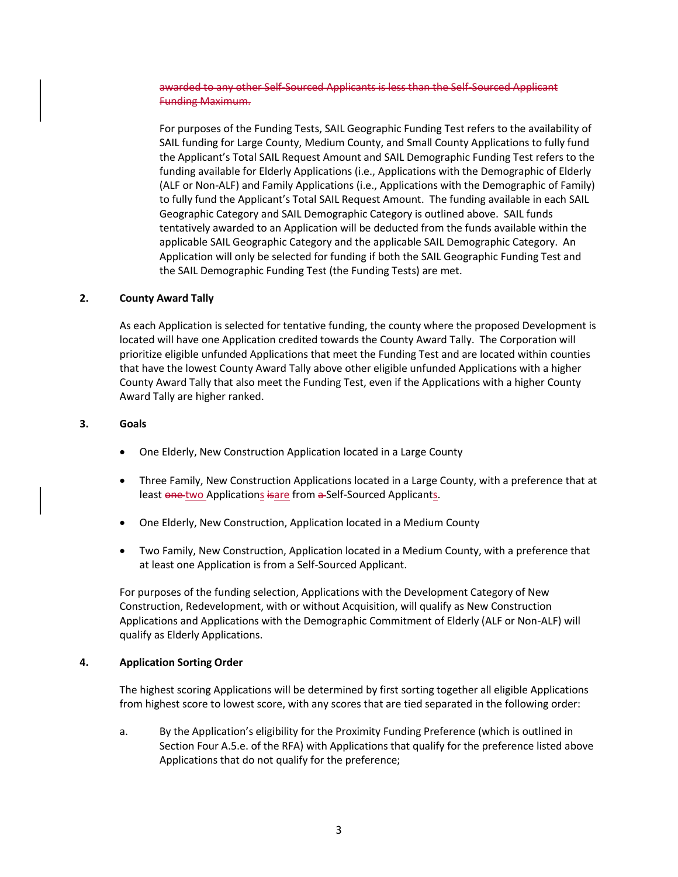~~awarded to any other Self-Sourced Applicants is less than the Self-Sourced Applicant Funding Maximum.~~

For purposes of the Funding Tests, SAIL Geographic Funding Test refers to the availability of SAIL funding for Large County, Medium County, and Small County Applications to fully fund the Applicant's Total SAIL Request Amount and SAIL Demographic Funding Test refers to the funding available for Elderly Applications (i.e., Applications with the Demographic of Elderly (ALF or Non-ALF) and Family Applications (i.e., Applications with the Demographic of Family) to fully fund the Applicant's Total SAIL Request Amount. The funding available in each SAIL Geographic Category and SAIL Demographic Category is outlined above. SAIL funds tentatively awarded to an Application will be deducted from the funds available within the applicable SAIL Geographic Category and the applicable SAIL Demographic Category. An Application will only be selected for funding if both the SAIL Geographic Funding Test and the SAIL Demographic Funding Test (the Funding Tests) are met.

**2. County Award Tally**

As each Application is selected for tentative funding, the county where the proposed Development is located will have one Application credited towards the County Award Tally. The Corporation will prioritize eligible unfunded Applications that meet the Funding Test and are located within counties that have the lowest County Award Tally above other eligible unfunded Applications with a higher County Award Tally that also meet the Funding Test, even if the Applications with a higher County Award Tally are higher ranked.

**3. Goals**

- One Elderly, New Construction Application located in a Large County
- Three Family, New Construction Applications located in a Large County, with a preference that at least ~~one~~ two Applications ~~is~~are from ~~a~~ Self-Sourced Applicants.
- One Elderly, New Construction, Application located in a Medium County
- Two Family, New Construction, Application located in a Medium County, with a preference that at least one Application is from a Self-Sourced Applicant.

For purposes of the funding selection, Applications with the Development Category of New Construction, Redevelopment, with or without Acquisition, will qualify as New Construction Applications and Applications with the Demographic Commitment of Elderly (ALF or Non-ALF) will qualify as Elderly Applications.

**4. Application Sorting Order**

The highest scoring Applications will be determined by first sorting together all eligible Applications from highest score to lowest score, with any scores that are tied separated in the following order:

a. By the Application's eligibility for the Proximity Funding Preference (which is outlined in Section Four A.5.e. of the RFA) with Applications that qualify for the preference listed above Applications that do not qualify for the preference;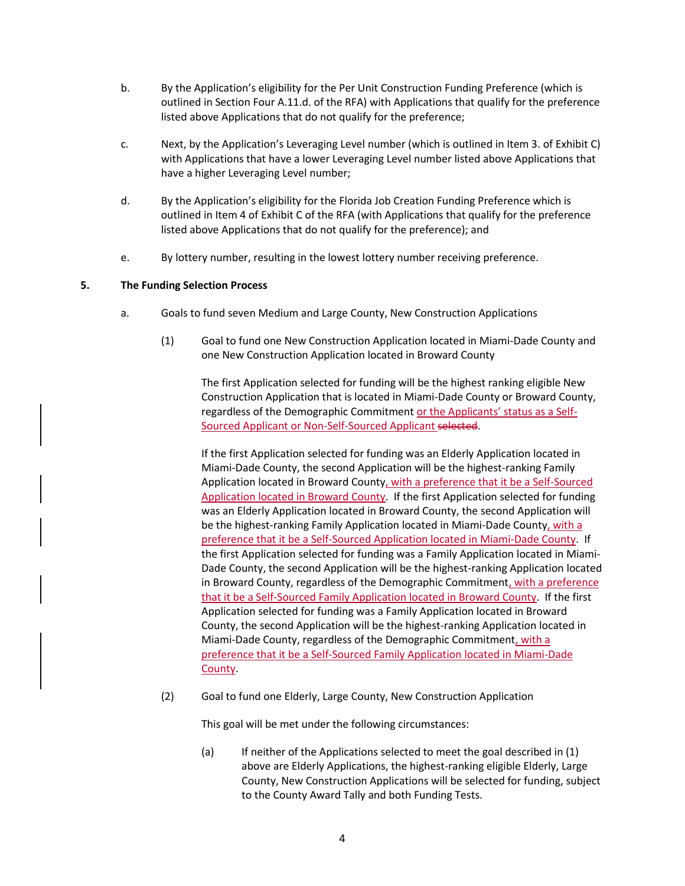b. By the Application's eligibility for the Per Unit Construction Funding Preference (which is outlined in Section Four A.11.d. of the RFA) with Applications that qualify for the preference listed above Applications that do not qualify for the preference;

c. Next, by the Application's Leveraging Level number (which is outlined in Item 3. of Exhibit C) with Applications that have a lower Leveraging Level number listed above Applications that have a higher Leveraging Level number;

d. By the Application's eligibility for the Florida Job Creation Funding Preference which is outlined in Item 4 of Exhibit C of the RFA (with Applications that qualify for the preference listed above Applications that do not qualify for the preference); and

e. By lottery number, resulting in the lowest lottery number receiving preference.

## 5. The Funding Selection Process

a. Goals to fund seven Medium and Large County, New Construction Applications

(1) Goal to fund one New Construction Application located in Miami-Dade County and one New Construction Application located in Broward County

The first Application selected for funding will be the highest ranking eligible New Construction Application that is located in Miami-Dade County or Broward County, regardless of the Demographic Commitment or the Applicants' status as a Self-Sourced Applicant or Non-Self-Sourced Applicant ~~selected~~.

If the first Application selected for funding was an Elderly Application located in Miami-Dade County, the second Application will be the highest-ranking Family Application located in Broward County, with a preference that it be a Self-Sourced Application located in Broward County. If the first Application selected for funding was an Elderly Application located in Broward County, the second Application will be the highest-ranking Family Application located in Miami-Dade County, with a preference that it be a Self-Sourced Application located in Miami-Dade County. If the first Application selected for funding was a Family Application located in Miami-Dade County, the second Application will be the highest-ranking Application located in Broward County, regardless of the Demographic Commitment, with a preference that it be a Self-Sourced Family Application located in Broward County. If the first Application selected for funding was a Family Application located in Broward County, the second Application will be the highest-ranking Application located in Miami-Dade County, regardless of the Demographic Commitment, with a preference that it be a Self-Sourced Family Application located in Miami-Dade County.

(2) Goal to fund one Elderly, Large County, New Construction Application

This goal will be met under the following circumstances:

(a) If neither of the Applications selected to meet the goal described in (1) above are Elderly Applications, the highest-ranking eligible Elderly, Large County, New Construction Applications will be selected for funding, subject to the County Award Tally and both Funding Tests.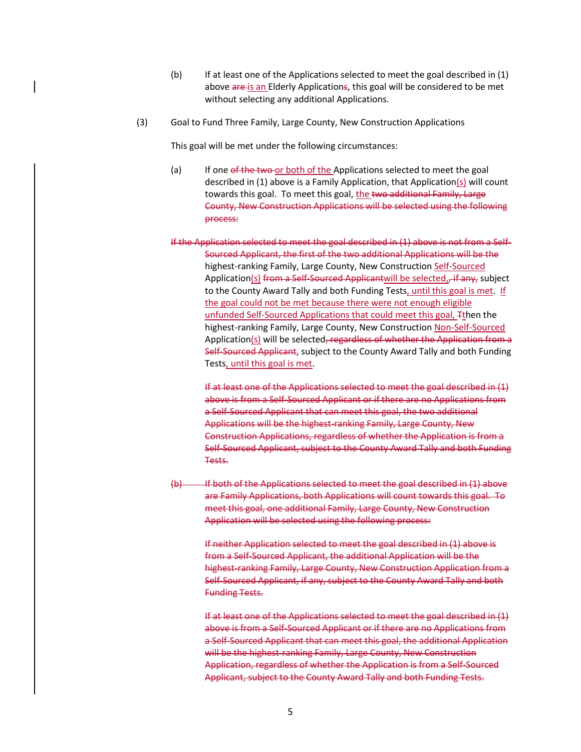(b) If at least one of the Applications selected to meet the goal described in (1) above ~~are~~ is an Elderly Application~~s~~, this goal will be considered to be met without selecting any additional Applications.

(3) Goal to Fund Three Family, Large County, New Construction Applications

This goal will be met under the following circumstances:

(a) If one ~~of the two~~ or both of the Applications selected to meet the goal described in (1) above is a Family Application, that Application(s) will count towards this goal. To meet this goal, the ~~two additional Family, Large County, New Construction Applications will be selected using the following process:~~

~~If the Application selected to meet the goal described in (1) above is not from a Self-Sourced Applicant, the first of the two additional Applications will be the~~ highest-ranking Family, Large County, New Construction Self-Sourced Application(s) ~~from a Self-Sourced Applicant~~will be selected, ~~, if any,~~ subject to the County Award Tally and both Funding Tests, until this goal is met. If the goal could not be met because there were not enough eligible unfunded Self-Sourced Applications that could meet this goal, ~~T~~then the highest-ranking Family, Large County, New Construction Non-Self-Sourced Application(s) will be selected~~, regardless of whether the Application from a Self-Sourced Applicant~~, subject to the County Award Tally and both Funding Tests, until this goal is met.

~~If at least one of the Applications selected to meet the goal described in (1) above is from a Self-Sourced Applicant or if there are no Applications from a Self-Sourced Applicant that can meet this goal, the two additional Applications will be the highest-ranking Family, Large County, New Construction Applications, regardless of whether the Application is from a Self-Sourced Applicant, subject to the County Award Tally and both Funding Tests.~~

~~(b) If both of the Applications selected to meet the goal described in (1) above are Family Applications, both Applications will count towards this goal. To meet this goal, one additional Family, Large County, New Construction Application will be selected using the following process:~~

~~If neither Application selected to meet the goal described in (1) above is from a Self-Sourced Applicant, the additional Application will be the highest-ranking Family, Large County, New Construction Application from a Self-Sourced Applicant, if any, subject to the County Award Tally and both Funding Tests.~~

~~If at least one of the Applications selected to meet the goal described in (1) above is from a Self-Sourced Applicant or if there are no Applications from a Self-Sourced Applicant that can meet this goal, the additional Application will be the highest-ranking Family, Large County, New Construction Application, regardless of whether the Application is from a Self-Sourced Applicant, subject to the County Award Tally and both Funding Tests.~~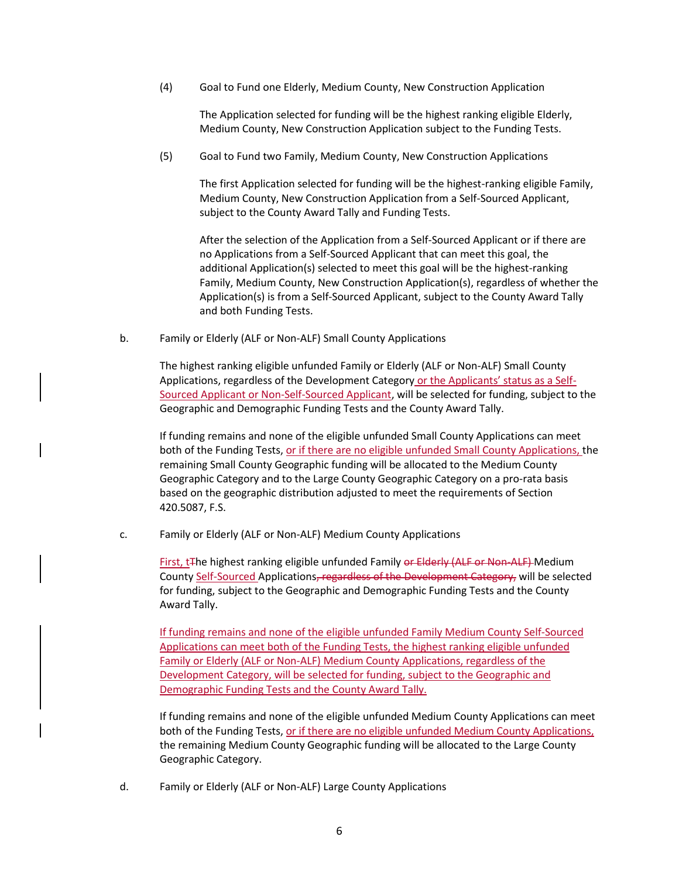(4) Goal to Fund one Elderly, Medium County, New Construction Application

The Application selected for funding will be the highest ranking eligible Elderly, Medium County, New Construction Application subject to the Funding Tests.

(5) Goal to Fund two Family, Medium County, New Construction Applications

The first Application selected for funding will be the highest-ranking eligible Family, Medium County, New Construction Application from a Self-Sourced Applicant, subject to the County Award Tally and Funding Tests.

After the selection of the Application from a Self-Sourced Applicant or if there are no Applications from a Self-Sourced Applicant that can meet this goal, the additional Application(s) selected to meet this goal will be the highest-ranking Family, Medium County, New Construction Application(s), regardless of whether the Application(s) is from a Self-Sourced Applicant, subject to the County Award Tally and both Funding Tests.

b. Family or Elderly (ALF or Non-ALF) Small County Applications

The highest ranking eligible unfunded Family or Elderly (ALF or Non-ALF) Small County Applications, regardless of the Development Category or the Applicants' status as a Self-Sourced Applicant or Non-Self-Sourced Applicant, will be selected for funding, subject to the Geographic and Demographic Funding Tests and the County Award Tally.

If funding remains and none of the eligible unfunded Small County Applications can meet both of the Funding Tests, or if there are no eligible unfunded Small County Applications, the remaining Small County Geographic funding will be allocated to the Medium County Geographic Category and to the Large County Geographic Category on a pro-rata basis based on the geographic distribution adjusted to meet the requirements of Section 420.5087, F.S.

c. Family or Elderly (ALF or Non-ALF) Medium County Applications

First, t~~T~~he highest ranking eligible unfunded Family ~~or Elderly (ALF or Non-ALF)~~ Medium County Self-Sourced Applications~~, regardless of the Development Category,~~ will be selected for funding, subject to the Geographic and Demographic Funding Tests and the County Award Tally.

If funding remains and none of the eligible unfunded Family Medium County Self-Sourced Applications can meet both of the Funding Tests, the highest ranking eligible unfunded Family or Elderly (ALF or Non-ALF) Medium County Applications, regardless of the Development Category, will be selected for funding, subject to the Geographic and Demographic Funding Tests and the County Award Tally.

If funding remains and none of the eligible unfunded Medium County Applications can meet both of the Funding Tests, or if there are no eligible unfunded Medium County Applications, the remaining Medium County Geographic funding will be allocated to the Large County Geographic Category.

d. Family or Elderly (ALF or Non-ALF) Large County Applications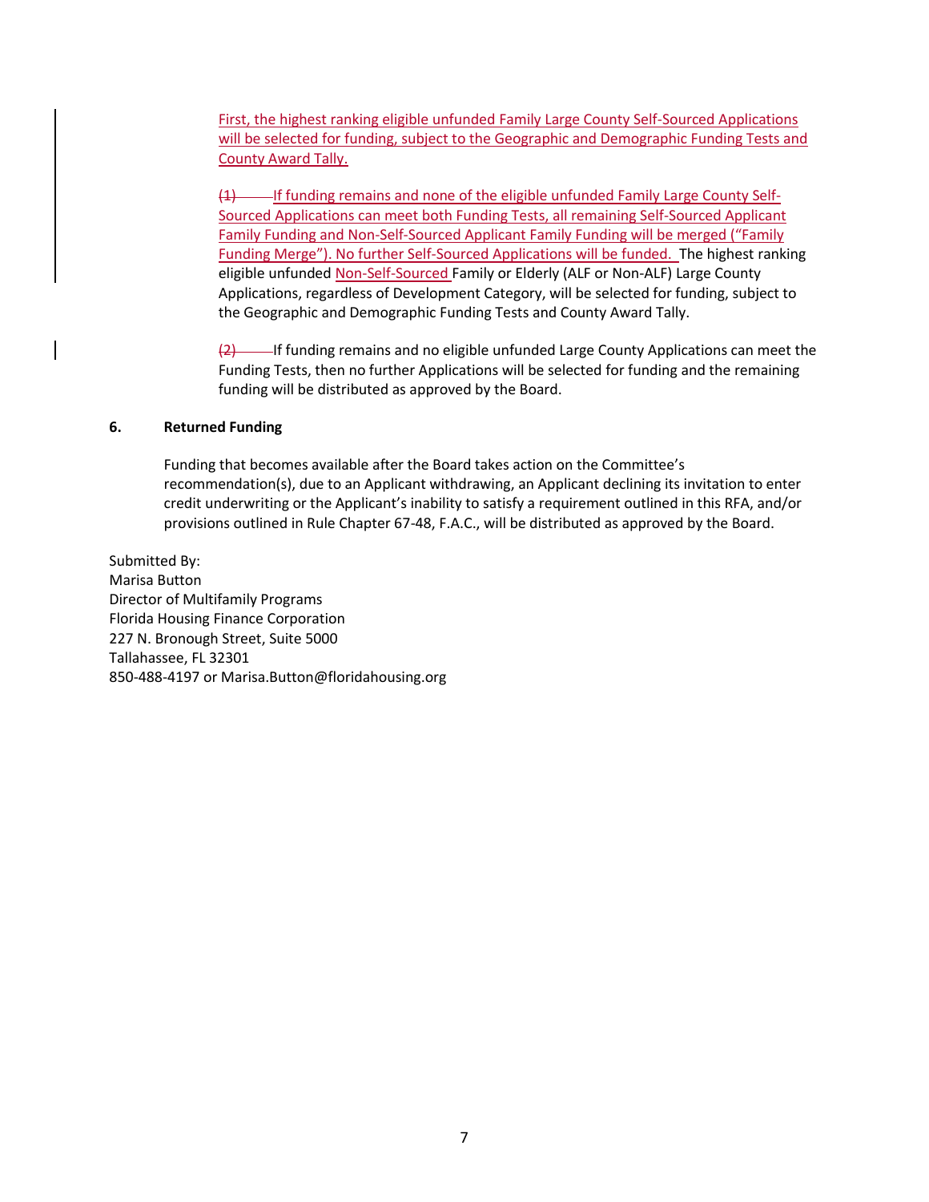First, the highest ranking eligible unfunded Family Large County Self-Sourced Applications will be selected for funding, subject to the Geographic and Demographic Funding Tests and County Award Tally.

~~(1)~~ If funding remains and none of the eligible unfunded Family Large County Self-Sourced Applications can meet both Funding Tests, all remaining Self-Sourced Applicant Family Funding and Non-Self-Sourced Applicant Family Funding will be merged ("Family Funding Merge"). No further Self-Sourced Applications will be funded. The highest ranking eligible unfunded Non-Self-Sourced Family or Elderly (ALF or Non-ALF) Large County Applications, regardless of Development Category, will be selected for funding, subject to the Geographic and Demographic Funding Tests and County Award Tally.

~~(2)~~ If funding remains and no eligible unfunded Large County Applications can meet the Funding Tests, then no further Applications will be selected for funding and the remaining funding will be distributed as approved by the Board.

**6. Returned Funding**

Funding that becomes available after the Board takes action on the Committee's recommendation(s), due to an Applicant withdrawing, an Applicant declining its invitation to enter credit underwriting or the Applicant's inability to satisfy a requirement outlined in this RFA, and/or provisions outlined in Rule Chapter 67-48, F.A.C., will be distributed as approved by the Board.

Submitted By:
Marisa Button
Director of Multifamily Programs
Florida Housing Finance Corporation
227 N. Bronough Street, Suite 5000
Tallahassee, FL 32301
850-488-4197 or Marisa.Button@floridahousing.org